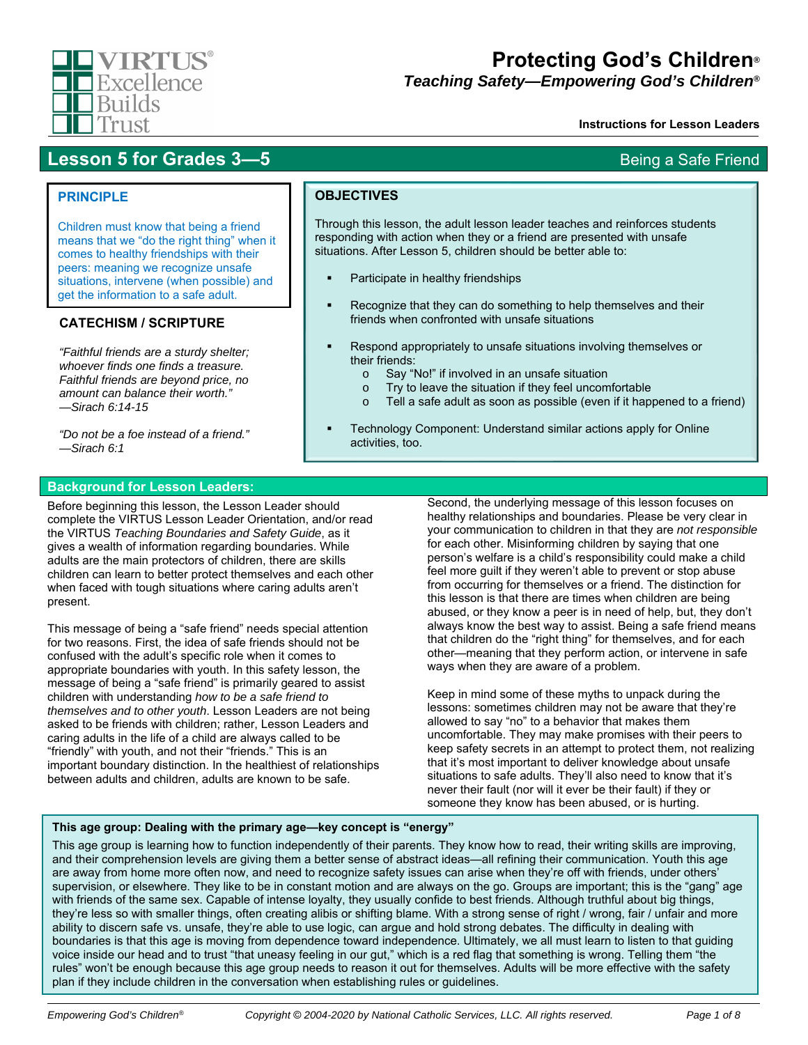VIRTUS® Excellence Builds Trust

# Protecting God's Children®

## Teaching Safety—Empowering God's Children®

**Instructions for Lesson Leaders**

## Lesson 5 for Grades 3—5 — Being a Safe Friend

### PRINCIPLE

Children must know that being a friend means that we "do the right thing" when it comes to healthy friendships with their peers: meaning we recognize unsafe situations, intervene (when possible) and get the information to a safe adult.

### CATECHISM / SCRIPTURE

*"Faithful friends are a sturdy shelter; whoever finds one finds a treasure. Faithful friends are beyond price, no amount can balance their worth." —Sirach 6:14-15*

*"Do not be a foe instead of a friend." —Sirach 6:1*

### OBJECTIVES

Through this lesson, the adult lesson leader teaches and reinforces students responding with action when they or a friend are presented with unsafe situations. After Lesson 5, children should be better able to:

- Participate in healthy friendships
- Recognize that they can do something to help themselves and their friends when confronted with unsafe situations
- Respond appropriately to unsafe situations involving themselves or their friends:
  - Say "No!" if involved in an unsafe situation
  - Try to leave the situation if they feel uncomfortable
  - Tell a safe adult as soon as possible (even if it happened to a friend)
- Technology Component: Understand similar actions apply for Online activities, too.

### Background for Lesson Leaders:

Before beginning this lesson, the Lesson Leader should complete the VIRTUS Lesson Leader Orientation, and/or read the VIRTUS *Teaching Boundaries and Safety Guide*, as it gives a wealth of information regarding boundaries. While adults are the main protectors of children, there are skills children can learn to better protect themselves and each other when faced with tough situations where caring adults aren't present.

This message of being a "safe friend" needs special attention for two reasons. First, the idea of safe friends should not be confused with the adult's specific role when it comes to appropriate boundaries with youth. In this safety lesson, the message of being a "safe friend" is primarily geared to assist children with understanding *how to be a safe friend to themselves and to other youth*. Lesson Leaders are not being asked to be friends with children; rather, Lesson Leaders and caring adults in the life of a child are always called to be "friendly" with youth, and not their "friends." This is an important boundary distinction. In the healthiest of relationships between adults and children, adults are known to be safe.

Second, the underlying message of this lesson focuses on healthy relationships and boundaries. Please be very clear in your communication to children in that they are *not responsible* for each other. Misinforming children by saying that one person's welfare is a child's responsibility could make a child feel more guilt if they weren't able to prevent or stop abuse from occurring for themselves or a friend. The distinction for this lesson is that there are times when children are being abused, or they know a peer is in need of help, but, they don't always know the best way to assist. Being a safe friend means that children do the "right thing" for themselves, and for each other—meaning that they perform action, or intervene in safe ways when they are aware of a problem.

Keep in mind some of these myths to unpack during the lessons: sometimes children may not be aware that they're allowed to say "no" to a behavior that makes them uncomfortable. They may make promises with their peers to keep safety secrets in an attempt to protect them, not realizing that it's most important to deliver knowledge about unsafe situations to safe adults. They'll also need to know that it's never their fault (nor will it ever be their fault) if they or someone they know has been abused, or is hurting.

**This age group: Dealing with the primary age—key concept is "energy"**

This age group is learning how to function independently of their parents. They know how to read, their writing skills are improving, and their comprehension levels are giving them a better sense of abstract ideas—all refining their communication. Youth this age are away from home more often now, and need to recognize safety issues can arise when they're off with friends, under others' supervision, or elsewhere. They like to be in constant motion and are always on the go. Groups are important; this is the "gang" age with friends of the same sex. Capable of intense loyalty, they usually confide to best friends. Although truthful about big things, they're less so with smaller things, often creating alibis or shifting blame. With a strong sense of right / wrong, fair / unfair and more ability to discern safe vs. unsafe, they're able to use logic, can argue and hold strong debates. The difficulty in dealing with boundaries is that this age is moving from dependence toward independence. Ultimately, we all must learn to listen to that guiding voice inside our head and to trust "that uneasy feeling in our gut," which is a red flag that something is wrong. Telling them "the rules" won't be enough because this age group needs to reason it out for themselves. Adults will be more effective with the safety plan if they include children in the conversation when establishing rules or guidelines.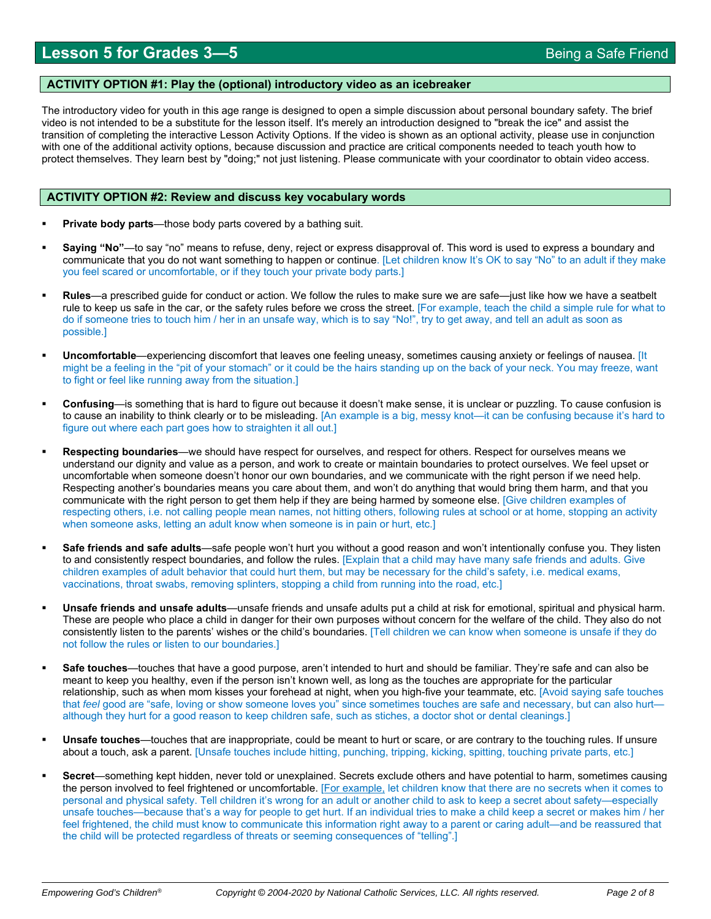## Lesson 5 for Grades 3—5 — Being a Safe Friend

### ACTIVITY OPTION #1: Play the (optional) introductory video as an icebreaker

The introductory video for youth in this age range is designed to open a simple discussion about personal boundary safety. The brief video is not intended to be a substitute for the lesson itself. It's merely an introduction designed to "break the ice" and assist the transition of completing the interactive Lesson Activity Options. If the video is shown as an optional activity, please use in conjunction with one of the additional activity options, because discussion and practice are critical components needed to teach youth how to protect themselves. They learn best by "doing;" not just listening. Please communicate with your coordinator to obtain video access.

### ACTIVITY OPTION #2: Review and discuss key vocabulary words

- **Private body parts**—those body parts covered by a bathing suit.
- **Saying "No"**—to say "no" means to refuse, deny, reject or express disapproval of. This word is used to express a boundary and communicate that you do not want something to happen or continue. [Let children know It's OK to say "No" to an adult if they make you feel scared or uncomfortable, or if they touch your private body parts.]
- **Rules**—a prescribed guide for conduct or action. We follow the rules to make sure we are safe—just like how we have a seatbelt rule to keep us safe in the car, or the safety rules before we cross the street. [For example, teach the child a simple rule for what to do if someone tries to touch him / her in an unsafe way, which is to say "No!", try to get away, and tell an adult as soon as possible.]
- **Uncomfortable**—experiencing discomfort that leaves one feeling uneasy, sometimes causing anxiety or feelings of nausea. [It might be a feeling in the "pit of your stomach" or it could be the hairs standing up on the back of your neck. You may freeze, want to fight or feel like running away from the situation.]
- **Confusing**—is something that is hard to figure out because it doesn't make sense, it is unclear or puzzling. To cause confusion is to cause an inability to think clearly or to be misleading. [An example is a big, messy knot—it can be confusing because it's hard to figure out where each part goes how to straighten it all out.]
- **Respecting boundaries**—we should have respect for ourselves, and respect for others. Respect for ourselves means we understand our dignity and value as a person, and work to create or maintain boundaries to protect ourselves. We feel upset or uncomfortable when someone doesn't honor our own boundaries, and we communicate with the right person if we need help. Respecting another's boundaries means you care about them, and won't do anything that would bring them harm, and that you communicate with the right person to get them help if they are being harmed by someone else. [Give children examples of respecting others, i.e. not calling people mean names, not hitting others, following rules at school or at home, stopping an activity when someone asks, letting an adult know when someone is in pain or hurt, etc.]
- **Safe friends and safe adults**—safe people won't hurt you without a good reason and won't intentionally confuse you. They listen to and consistently respect boundaries, and follow the rules. [Explain that a child may have many safe friends and adults. Give children examples of adult behavior that could hurt them, but may be necessary for the child's safety, i.e. medical exams, vaccinations, throat swabs, removing splinters, stopping a child from running into the road, etc.]
- **Unsafe friends and unsafe adults**—unsafe friends and unsafe adults put a child at risk for emotional, spiritual and physical harm. These are people who place a child in danger for their own purposes without concern for the welfare of the child. They also do not consistently listen to the parents' wishes or the child's boundaries. [Tell children we can know when someone is unsafe if they do not follow the rules or listen to our boundaries.]
- **Safe touches**—touches that have a good purpose, aren't intended to hurt and should be familiar. They're safe and can also be meant to keep you healthy, even if the person isn't known well, as long as the touches are appropriate for the particular relationship, such as when mom kisses your forehead at night, when you high-five your teammate, etc. [Avoid saying safe touches that *feel* good are "safe, loving or show someone loves you" since sometimes touches are safe and necessary, but can also hurt—although they hurt for a good reason to keep children safe, such as stiches, a doctor shot or dental cleanings.]
- **Unsafe touches**—touches that are inappropriate, could be meant to hurt or scare, or are contrary to the touching rules. If unsure about a touch, ask a parent. [Unsafe touches include hitting, punching, tripping, kicking, spitting, touching private parts, etc.]
- **Secret**—something kept hidden, never told or unexplained. Secrets exclude others and have potential to harm, sometimes causing the person involved to feel frightened or uncomfortable. [For example, let children know that there are no secrets when it comes to personal and physical safety. Tell children it's wrong for an adult or another child to ask to keep a secret about safety—especially unsafe touches—because that's a way for people to get hurt. If an individual tries to make a child keep a secret or makes him / her feel frightened, the child must know to communicate this information right away to a parent or caring adult—and be reassured that the child will be protected regardless of threats or seeming consequences of "telling".]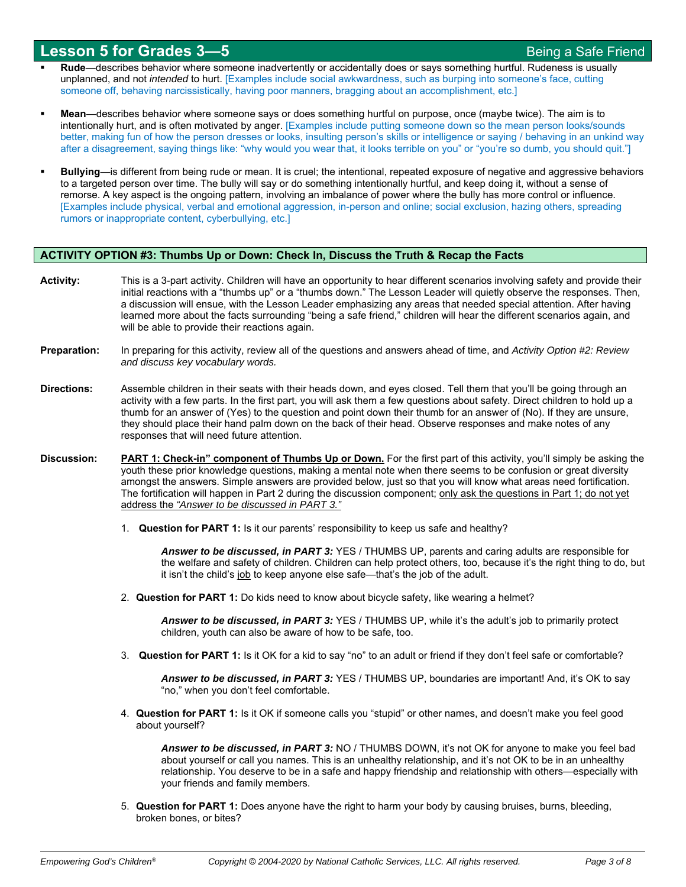- **Rude**—describes behavior where someone inadvertently or accidentally does or says something hurtful. Rudeness is usually unplanned, and not *intended* to hurt. [Examples include social awkwardness, such as burping into someone's face, cutting someone off, behaving narcissistically, having poor manners, bragging about an accomplishment, etc.]

- **Mean**—describes behavior where someone says or does something hurtful on purpose, once (maybe twice). The aim is to intentionally hurt, and is often motivated by anger. [Examples include putting someone down so the mean person looks/sounds better, making fun of how the person dresses or looks, insulting person's skills or intelligence or saying / behaving in an unkind way after a disagreement, saying things like: "why would you wear that, it looks terrible on you" or "you're so dumb, you should quit."]

- **Bullying**—is different from being rude or mean. It is cruel; the intentional, repeated exposure of negative and aggressive behaviors to a targeted person over time. The bully will say or do something intentionally hurtful, and keep doing it, without a sense of remorse. A key aspect is the ongoing pattern, involving an imbalance of power where the bully has more control or influence. [Examples include physical, verbal and emotional aggression, in-person and online; social exclusion, hazing others, spreading rumors or inappropriate content, cyberbullying, etc.]

## ACTIVITY OPTION #3: Thumbs Up or Down: Check In, Discuss the Truth & Recap the Facts

**Activity:** This is a 3-part activity. Children will have an opportunity to hear different scenarios involving safety and provide their initial reactions with a "thumbs up" or a "thumbs down." The Lesson Leader will quietly observe the responses. Then, a discussion will ensue, with the Lesson Leader emphasizing any areas that needed special attention. After having learned more about the facts surrounding "being a safe friend," children will hear the different scenarios again, and will be able to provide their reactions again.

**Preparation:** In preparing for this activity, review all of the questions and answers ahead of time, and *Activity Option #2: Review and discuss key vocabulary words.*

**Directions:** Assemble children in their seats with their heads down, and eyes closed. Tell them that you'll be going through an activity with a few parts. In the first part, you will ask them a few questions about safety. Direct children to hold up a thumb for an answer of (Yes) to the question and point down their thumb for an answer of (No). If they are unsure, they should place their hand palm down on the back of their head. Observe responses and make notes of any responses that will need future attention.

**Discussion:** **PART 1: Check-in" component of Thumbs Up or Down.** For the first part of this activity, you'll simply be asking the youth these prior knowledge questions, making a mental note when there seems to be confusion or great diversity amongst the answers. Simple answers are provided below, just so that you will know what areas need fortification. The fortification will happen in Part 2 during the discussion component; only ask the questions in Part 1; do not yet address the *"Answer to be discussed in PART 3."*

1. **Question for PART 1:** Is it our parents' responsibility to keep us safe and healthy?

   ***Answer to be discussed, in PART 3:*** YES / THUMBS UP, parents and caring adults are responsible for the welfare and safety of children. Children can help protect others, too, because it's the right thing to do, but it isn't the child's job to keep anyone else safe—that's the job of the adult.

2. **Question for PART 1:** Do kids need to know about bicycle safety, like wearing a helmet?

   ***Answer to be discussed, in PART 3:*** YES / THUMBS UP, while it's the adult's job to primarily protect children, youth can also be aware of how to be safe, too.

3. **Question for PART 1:** Is it OK for a kid to say "no" to an adult or friend if they don't feel safe or comfortable?

   ***Answer to be discussed, in PART 3:*** YES / THUMBS UP, boundaries are important! And, it's OK to say "no," when you don't feel comfortable.

4. **Question for PART 1:** Is it OK if someone calls you "stupid" or other names, and doesn't make you feel good about yourself?

   ***Answer to be discussed, in PART 3:*** NO / THUMBS DOWN, it's not OK for anyone to make you feel bad about yourself or call you names. This is an unhealthy relationship, and it's not OK to be in an unhealthy relationship. You deserve to be in a safe and happy friendship and relationship with others—especially with your friends and family members.

5. **Question for PART 1:** Does anyone have the right to harm your body by causing bruises, burns, bleeding, broken bones, or bites?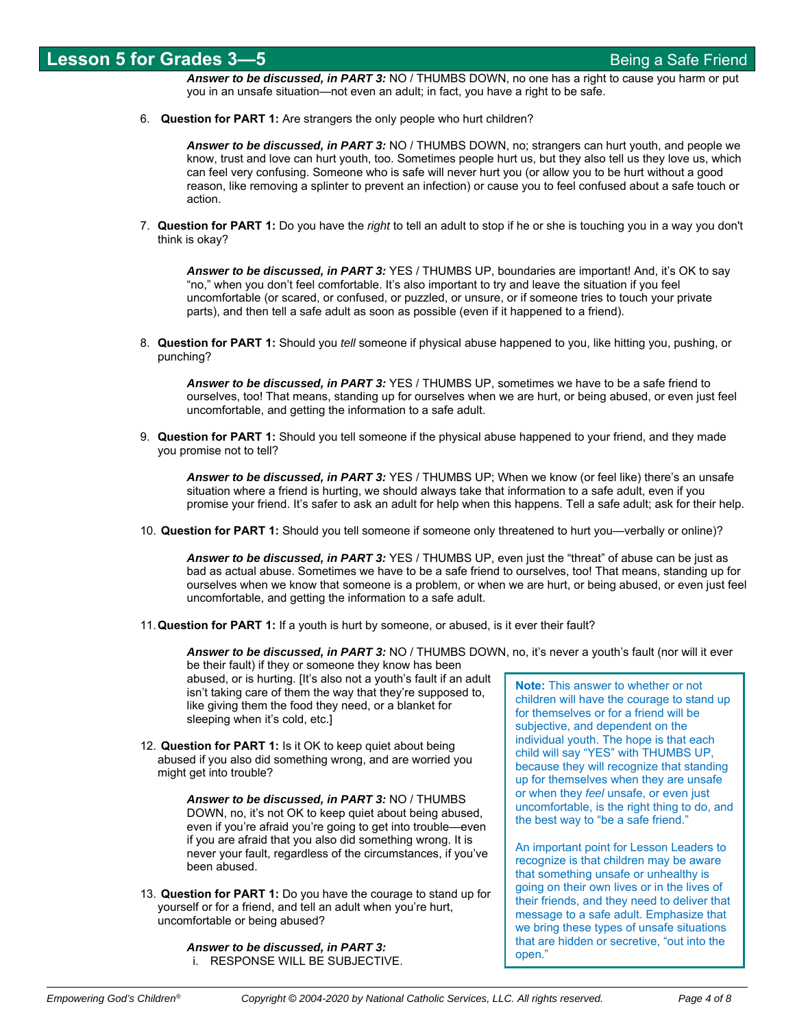***Answer to be discussed, in PART 3:*** NO / THUMBS DOWN, no one has a right to cause you harm or put you in an unsafe situation—not even an adult; in fact, you have a right to be safe.

6. **Question for PART 1:** Are strangers the only people who hurt children?

   ***Answer to be discussed, in PART 3:*** NO / THUMBS DOWN, no; strangers can hurt youth, and people we know, trust and love can hurt youth, too. Sometimes people hurt us, but they also tell us they love us, which can feel very confusing. Someone who is safe will never hurt you (or allow you to be hurt without a good reason, like removing a splinter to prevent an infection) or cause you to feel confused about a safe touch or action.

7. **Question for PART 1:** Do you have the *right* to tell an adult to stop if he or she is touching you in a way you don't think is okay?

   ***Answer to be discussed, in PART 3:*** YES / THUMBS UP, boundaries are important! And, it's OK to say "no," when you don't feel comfortable. It's also important to try and leave the situation if you feel uncomfortable (or scared, or confused, or puzzled, or unsure, or if someone tries to touch your private parts), and then tell a safe adult as soon as possible (even if it happened to a friend).

8. **Question for PART 1:** Should you *tell* someone if physical abuse happened to you, like hitting you, pushing, or punching?

   ***Answer to be discussed, in PART 3:*** YES / THUMBS UP, sometimes we have to be a safe friend to ourselves, too! That means, standing up for ourselves when we are hurt, or being abused, or even just feel uncomfortable, and getting the information to a safe adult.

9. **Question for PART 1:** Should you tell someone if the physical abuse happened to your friend, and they made you promise not to tell?

   ***Answer to be discussed, in PART 3:*** YES / THUMBS UP; When we know (or feel like) there's an unsafe situation where a friend is hurting, we should always take that information to a safe adult, even if you promise your friend. It's safer to ask an adult for help when this happens. Tell a safe adult; ask for their help.

10. **Question for PART 1:** Should you tell someone if someone only threatened to hurt you—verbally or online)?

    ***Answer to be discussed, in PART 3:*** YES / THUMBS UP, even just the "threat" of abuse can be just as bad as actual abuse. Sometimes we have to be a safe friend to ourselves, too! That means, standing up for ourselves when we know that someone is a problem, or when we are hurt, or being abused, or even just feel uncomfortable, and getting the information to a safe adult.

11. **Question for PART 1:** If a youth is hurt by someone, or abused, is it ever their fault?

    ***Answer to be discussed, in PART 3:*** NO / THUMBS DOWN, no, it's never a youth's fault (nor will it ever be their fault) if they or someone they know has been abused, or is hurting. [It's also not a youth's fault if an adult isn't taking care of them the way that they're supposed to, like giving them the food they need, or a blanket for sleeping when it's cold, etc.]

12. **Question for PART 1:** Is it OK to keep quiet about being abused if you also did something wrong, and are worried you might get into trouble?

    ***Answer to be discussed, in PART 3:*** NO / THUMBS DOWN, no, it's not OK to keep quiet about being abused, even if you're afraid you're going to get into trouble—even if you are afraid that you also did something wrong. It is never your fault, regardless of the circumstances, if you've been abused.

13. **Question for PART 1:** Do you have the courage to stand up for yourself or for a friend, and tell an adult when you're hurt, uncomfortable or being abused?

    ***Answer to be discussed, in PART 3:***
    i. RESPONSE WILL BE SUBJECTIVE.

> **Note:** This answer to whether or not children will have the courage to stand up for themselves or for a friend will be subjective, and dependent on the individual youth. The hope is that each child will say "YES" with THUMBS UP, because they will recognize that standing up for themselves when they are unsafe or when they *feel* unsafe, or even just uncomfortable, is the right thing to do, and the best way to "be a safe friend."
>
> An important point for Lesson Leaders to recognize is that children may be aware that something unsafe or unhealthy is going on their own lives or in the lives of their friends, and they need to deliver that message to a safe adult. Emphasize that we bring these types of unsafe situations that are hidden or secretive, "out into the open."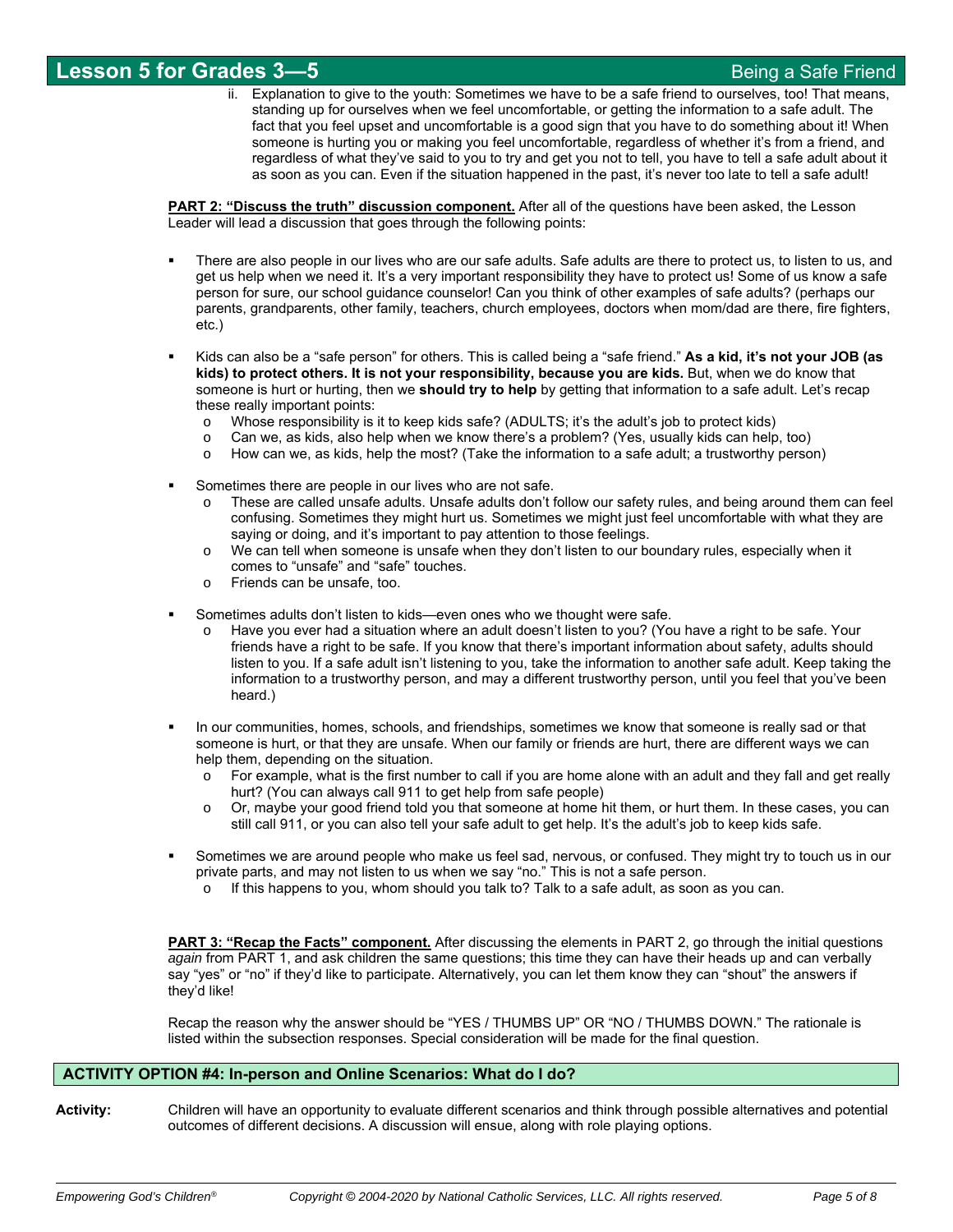ii. Explanation to give to the youth: Sometimes we have to be a safe friend to ourselves, too! That means, standing up for ourselves when we feel uncomfortable, or getting the information to a safe adult. The fact that you feel upset and uncomfortable is a good sign that you have to do something about it! When someone is hurting you or making you feel uncomfortable, regardless of whether it's from a friend, and regardless of what they've said to you to try and get you not to tell, you have to tell a safe adult about it as soon as you can. Even if the situation happened in the past, it's never too late to tell a safe adult!

**PART 2: "Discuss the truth" discussion component.** After all of the questions have been asked, the Lesson Leader will lead a discussion that goes through the following points:

- There are also people in our lives who are our safe adults. Safe adults are there to protect us, to listen to us, and get us help when we need it. It's a very important responsibility they have to protect us! Some of us know a safe person for sure, our school guidance counselor! Can you think of other examples of safe adults? (perhaps our parents, grandparents, other family, teachers, church employees, doctors when mom/dad are there, fire fighters, etc.)

- Kids can also be a "safe person" for others. This is called being a "safe friend." **As a kid, it's not your JOB (as kids) to protect others. It is not your responsibility, because you are kids.** But, when we do know that someone is hurt or hurting, then we **should try to help** by getting that information to a safe adult. Let's recap these really important points:
  - Whose responsibility is it to keep kids safe? (ADULTS; it's the adult's job to protect kids)
  - Can we, as kids, also help when we know there's a problem? (Yes, usually kids can help, too)
  - How can we, as kids, help the most? (Take the information to a safe adult; a trustworthy person)

- Sometimes there are people in our lives who are not safe.
  - These are called unsafe adults. Unsafe adults don't follow our safety rules, and being around them can feel confusing. Sometimes they might hurt us. Sometimes we might just feel uncomfortable with what they are saying or doing, and it's important to pay attention to those feelings.
  - We can tell when someone is unsafe when they don't listen to our boundary rules, especially when it comes to "unsafe" and "safe" touches.
  - Friends can be unsafe, too.

- Sometimes adults don't listen to kids—even ones who we thought were safe.
  - Have you ever had a situation where an adult doesn't listen to you? (You have a right to be safe. Your friends have a right to be safe. If you know that there's important information about safety, adults should listen to you. If a safe adult isn't listening to you, take the information to another safe adult. Keep taking the information to a trustworthy person, and may a different trustworthy person, until you feel that you've been heard.)

- In our communities, homes, schools, and friendships, sometimes we know that someone is really sad or that someone is hurt, or that they are unsafe. When our family or friends are hurt, there are different ways we can help them, depending on the situation.
  - For example, what is the first number to call if you are home alone with an adult and they fall and get really hurt? (You can always call 911 to get help from safe people)
  - Or, maybe your good friend told you that someone at home hit them, or hurt them. In these cases, you can still call 911, or you can also tell your safe adult to get help. It's the adult's job to keep kids safe.

- Sometimes we are around people who make us feel sad, nervous, or confused. They might try to touch us in our private parts, and may not listen to us when we say "no." This is not a safe person.
  - If this happens to you, whom should you talk to? Talk to a safe adult, as soon as you can.

**PART 3: "Recap the Facts" component.** After discussing the elements in PART 2, go through the initial questions *again* from PART 1, and ask children the same questions; this time they can have their heads up and can verbally say "yes" or "no" if they'd like to participate. Alternatively, you can let them know they can "shout" the answers if they'd like!

Recap the reason why the answer should be "YES / THUMBS UP" OR "NO / THUMBS DOWN." The rationale is listed within the subsection responses. Special consideration will be made for the final question.

### ACTIVITY OPTION #4: In-person and Online Scenarios: What do I do?

**Activity:** Children will have an opportunity to evaluate different scenarios and think through possible alternatives and potential outcomes of different decisions. A discussion will ensue, along with role playing options.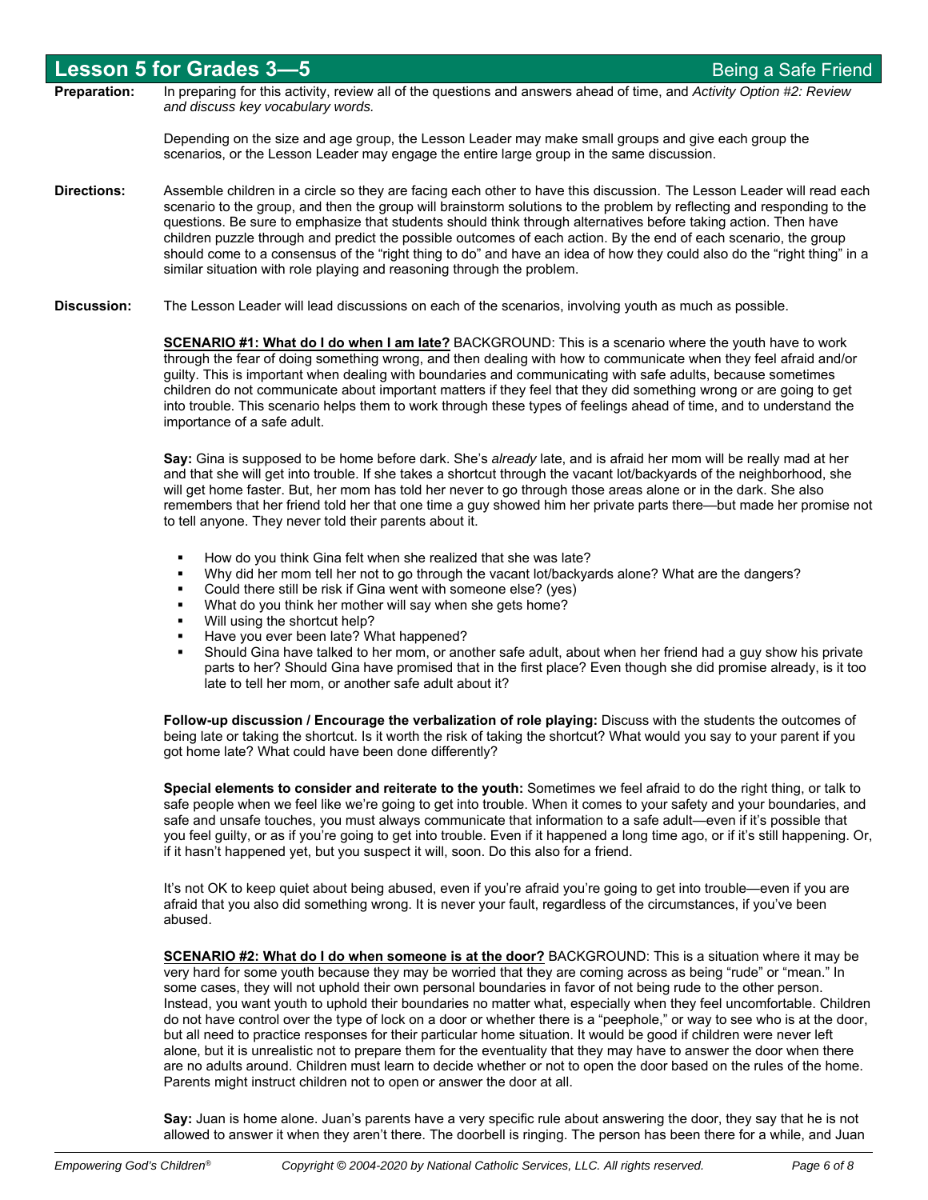## Lesson 5 for Grades 3—5 — Being a Safe Friend

**Preparation:** In preparing for this activity, review all of the questions and answers ahead of time, and *Activity Option #2: Review and discuss key vocabulary words.*

Depending on the size and age group, the Lesson Leader may make small groups and give each group the scenarios, or the Lesson Leader may engage the entire large group in the same discussion.

**Directions:** Assemble children in a circle so they are facing each other to have this discussion. The Lesson Leader will read each scenario to the group, and then the group will brainstorm solutions to the problem by reflecting and responding to the questions. Be sure to emphasize that students should think through alternatives before taking action. Then have children puzzle through and predict the possible outcomes of each action. By the end of each scenario, the group should come to a consensus of the "right thing to do" and have an idea of how they could also do the "right thing" in a similar situation with role playing and reasoning through the problem.

**Discussion:** The Lesson Leader will lead discussions on each of the scenarios, involving youth as much as possible.

**SCENARIO #1: What do I do when I am late?** BACKGROUND: This is a scenario where the youth have to work through the fear of doing something wrong, and then dealing with how to communicate when they feel afraid and/or guilty. This is important when dealing with boundaries and communicating with safe adults, because sometimes children do not communicate about important matters if they feel that they did something wrong or are going to get into trouble. This scenario helps them to work through these types of feelings ahead of time, and to understand the importance of a safe adult.

**Say:** Gina is supposed to be home before dark. She's *already* late, and is afraid her mom will be really mad at her and that she will get into trouble. If she takes a shortcut through the vacant lot/backyards of the neighborhood, she will get home faster. But, her mom has told her never to go through those areas alone or in the dark. She also remembers that her friend told her that one time a guy showed him her private parts there—but made her promise not to tell anyone. They never told their parents about it.

- How do you think Gina felt when she realized that she was late?
- Why did her mom tell her not to go through the vacant lot/backyards alone? What are the dangers?
- Could there still be risk if Gina went with someone else? (yes)
- What do you think her mother will say when she gets home?
- Will using the shortcut help?
- Have you ever been late? What happened?
- Should Gina have talked to her mom, or another safe adult, about when her friend had a guy show his private parts to her? Should Gina have promised that in the first place? Even though she did promise already, is it too late to tell her mom, or another safe adult about it?

**Follow-up discussion / Encourage the verbalization of role playing:** Discuss with the students the outcomes of being late or taking the shortcut. Is it worth the risk of taking the shortcut? What would you say to your parent if you got home late? What could have been done differently?

**Special elements to consider and reiterate to the youth:** Sometimes we feel afraid to do the right thing, or talk to safe people when we feel like we're going to get into trouble. When it comes to your safety and your boundaries, and safe and unsafe touches, you must always communicate that information to a safe adult—even if it's possible that you feel guilty, or as if you're going to get into trouble. Even if it happened a long time ago, or if it's still happening. Or, if it hasn't happened yet, but you suspect it will, soon. Do this also for a friend.

It's not OK to keep quiet about being abused, even if you're afraid you're going to get into trouble—even if you are afraid that you also did something wrong. It is never your fault, regardless of the circumstances, if you've been abused.

**SCENARIO #2: What do I do when someone is at the door?** BACKGROUND: This is a situation where it may be very hard for some youth because they may be worried that they are coming across as being "rude" or "mean." In some cases, they will not uphold their own personal boundaries in favor of not being rude to the other person. Instead, you want youth to uphold their boundaries no matter what, especially when they feel uncomfortable. Children do not have control over the type of lock on a door or whether there is a "peephole," or way to see who is at the door, but all need to practice responses for their particular home situation. It would be good if children were never left alone, but it is unrealistic not to prepare them for the eventuality that they may have to answer the door when there are no adults around. Children must learn to decide whether or not to open the door based on the rules of the home. Parents might instruct children not to open or answer the door at all.

**Say:** Juan is home alone. Juan's parents have a very specific rule about answering the door, they say that he is not allowed to answer it when they aren't there. The doorbell is ringing. The person has been there for a while, and Juan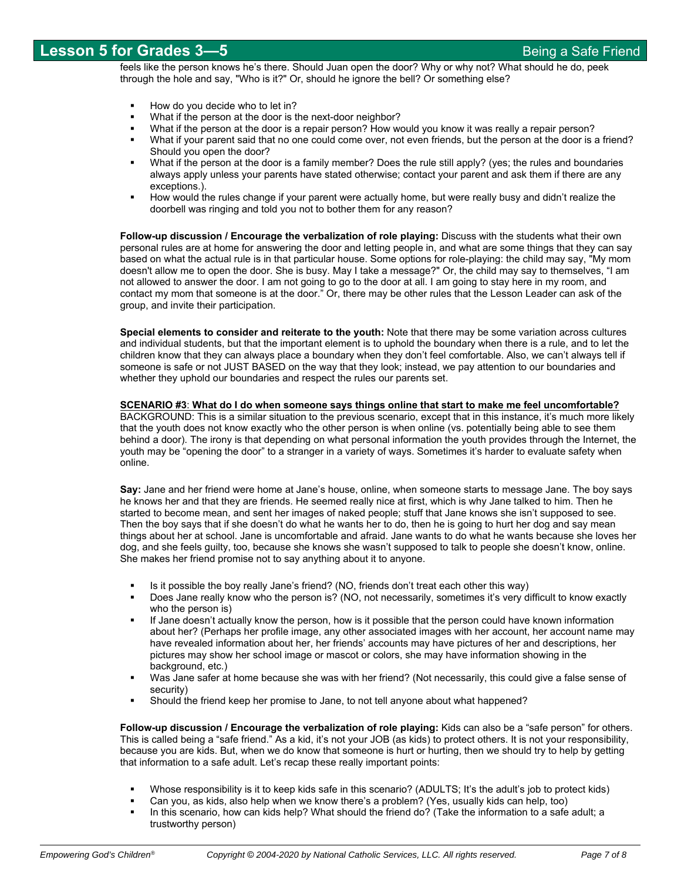feels like the person knows he's there. Should Juan open the door? Why or why not? What should he do, peek through the hole and say, "Who is it?" Or, should he ignore the bell? Or something else?

- How do you decide who to let in?
- What if the person at the door is the next-door neighbor?
- What if the person at the door is a repair person? How would you know it was really a repair person?
- What if your parent said that no one could come over, not even friends, but the person at the door is a friend? Should you open the door?
- What if the person at the door is a family member? Does the rule still apply? (yes; the rules and boundaries always apply unless your parents have stated otherwise; contact your parent and ask them if there are any exceptions.).
- How would the rules change if your parent were actually home, but were really busy and didn't realize the doorbell was ringing and told you not to bother them for any reason?

**Follow-up discussion / Encourage the verbalization of role playing:** Discuss with the students what their own personal rules are at home for answering the door and letting people in, and what are some things that they can say based on what the actual rule is in that particular house. Some options for role-playing: the child may say, "My mom doesn't allow me to open the door. She is busy. May I take a message?" Or, the child may say to themselves, "I am not allowed to answer the door. I am not going to go to the door at all. I am going to stay here in my room, and contact my mom that someone is at the door." Or, there may be other rules that the Lesson Leader can ask of the group, and invite their participation.

**Special elements to consider and reiterate to the youth:** Note that there may be some variation across cultures and individual students, but that the important element is to uphold the boundary when there is a rule, and to let the children know that they can always place a boundary when they don't feel comfortable. Also, we can't always tell if someone is safe or not JUST BASED on the way that they look; instead, we pay attention to our boundaries and whether they uphold our boundaries and respect the rules our parents set.

**SCENARIO #3**: **What do I do when someone says things online that start to make me feel uncomfortable?**
BACKGROUND: This is a similar situation to the previous scenario, except that in this instance, it's much more likely that the youth does not know exactly who the other person is when online (vs. potentially being able to see them behind a door). The irony is that depending on what personal information the youth provides through the Internet, the youth may be "opening the door" to a stranger in a variety of ways. Sometimes it's harder to evaluate safety when online.

**Say:** Jane and her friend were home at Jane's house, online, when someone starts to message Jane. The boy says he knows her and that they are friends. He seemed really nice at first, which is why Jane talked to him. Then he started to become mean, and sent her images of naked people; stuff that Jane knows she isn't supposed to see. Then the boy says that if she doesn't do what he wants her to do, then he is going to hurt her dog and say mean things about her at school. Jane is uncomfortable and afraid. Jane wants to do what he wants because she loves her dog, and she feels guilty, too, because she knows she wasn't supposed to talk to people she doesn't know, online. She makes her friend promise not to say anything about it to anyone.

- Is it possible the boy really Jane's friend? (NO, friends don't treat each other this way)
- Does Jane really know who the person is? (NO, not necessarily, sometimes it's very difficult to know exactly who the person is)
- If Jane doesn't actually know the person, how is it possible that the person could have known information about her? (Perhaps her profile image, any other associated images with her account, her account name may have revealed information about her, her friends' accounts may have pictures of her and descriptions, her pictures may show her school image or mascot or colors, she may have information showing in the background, etc.)
- Was Jane safer at home because she was with her friend? (Not necessarily, this could give a false sense of security)
- Should the friend keep her promise to Jane, to not tell anyone about what happened?

**Follow-up discussion / Encourage the verbalization of role playing:** Kids can also be a "safe person" for others. This is called being a "safe friend." As a kid, it's not your JOB (as kids) to protect others. It is not your responsibility, because you are kids. But, when we do know that someone is hurt or hurting, then we should try to help by getting that information to a safe adult. Let's recap these really important points:

- Whose responsibility is it to keep kids safe in this scenario? (ADULTS; It's the adult's job to protect kids)
- Can you, as kids, also help when we know there's a problem? (Yes, usually kids can help, too)
- In this scenario, how can kids help? What should the friend do? (Take the information to a safe adult; a trustworthy person)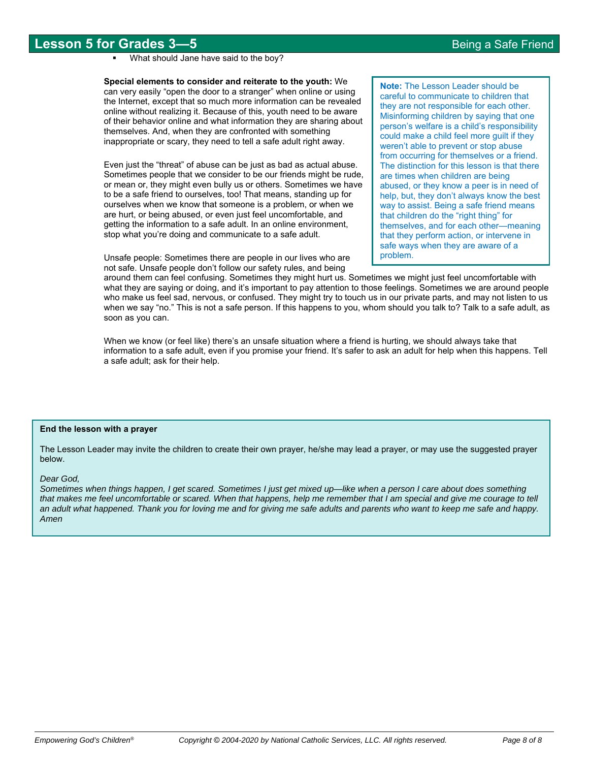- What should Jane have said to the boy?

**Special elements to consider and reiterate to the youth:** We can very easily "open the door to a stranger" when online or using the Internet, except that so much more information can be revealed online without realizing it. Because of this, youth need to be aware of their behavior online and what information they are sharing about themselves. And, when they are confronted with something inappropriate or scary, they need to tell a safe adult right away.

> **Note:** The Lesson Leader should be careful to communicate to children that they are not responsible for each other. Misinforming children by saying that one person's welfare is a child's responsibility could make a child feel more guilt if they weren't able to prevent or stop abuse from occurring for themselves or a friend. The distinction for this lesson is that there are times when children are being abused, or they know a peer is in need of help, but, they don't always know the best way to assist. Being a safe friend means that children do the "right thing" for themselves, and for each other—meaning that they perform action, or intervene in safe ways when they are aware of a problem.

Even just the "threat" of abuse can be just as bad as actual abuse. Sometimes people that we consider to be our friends might be rude, or mean or, they might even bully us or others. Sometimes we have to be a safe friend to ourselves, too! That means, standing up for ourselves when we know that someone is a problem, or when we are hurt, or being abused, or even just feel uncomfortable, and getting the information to a safe adult. In an online environment, stop what you're doing and communicate to a safe adult.

Unsafe people: Sometimes there are people in our lives who are not safe. Unsafe people don't follow our safety rules, and being around them can feel confusing. Sometimes they might hurt us. Sometimes we might just feel uncomfortable with what they are saying or doing, and it's important to pay attention to those feelings. Sometimes we are around people who make us feel sad, nervous, or confused. They might try to touch us in our private parts, and may not listen to us when we say "no." This is not a safe person. If this happens to you, whom should you talk to? Talk to a safe adult, as soon as you can.

When we know (or feel like) there's an unsafe situation where a friend is hurting, we should always take that information to a safe adult, even if you promise your friend. It's safer to ask an adult for help when this happens. Tell a safe adult; ask for their help.

**End the lesson with a prayer**

The Lesson Leader may invite the children to create their own prayer, he/she may lead a prayer, or may use the suggested prayer below.

*Dear God,*
*Sometimes when things happen, I get scared. Sometimes I just get mixed up—like when a person I care about does something that makes me feel uncomfortable or scared. When that happens, help me remember that I am special and give me courage to tell an adult what happened. Thank you for loving me and for giving me safe adults and parents who want to keep me safe and happy. Amen*